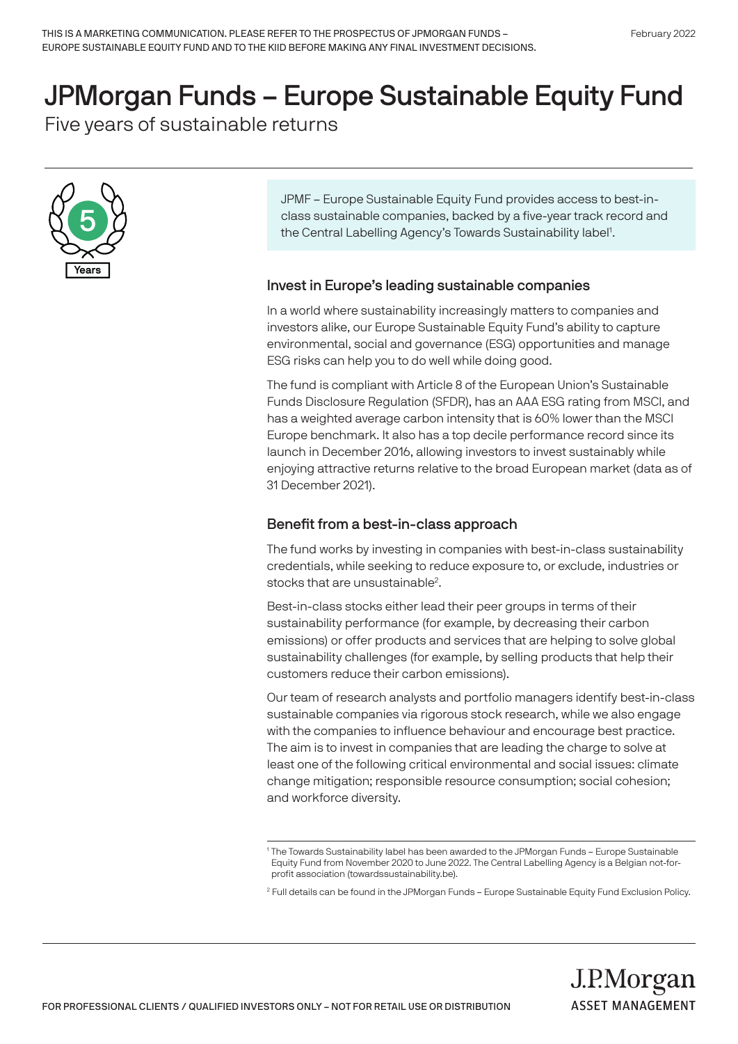THIS IS A MARKETING COMMUNICATION. PLEASE REFER TO THE PROSPECTUS OF JPMORGAN FUNDS – EUROPE SUSTAINABLE EQUITY FUND AND TO THE KIID BEFORE MAKING ANY FINAL INVESTMENT DECISIONS.

February 2022

# JPMorgan Funds – Europe Sustainable Equity Fund

Five years of sustainable returns

5 Years

JPMF – Europe Sustainable Equity Fund provides access to best-in-class sustainable companies, backed by a five-year track record and the Central Labelling Agency's Towards Sustainability label[1].

## Invest in Europe's leading sustainable companies

In a world where sustainability increasingly matters to companies and investors alike, our Europe Sustainable Equity Fund's ability to capture environmental, social and governance (ESG) opportunities and manage ESG risks can help you to do well while doing good.

The fund is compliant with Article 8 of the European Union's Sustainable Funds Disclosure Regulation (SFDR), has an AAA ESG rating from MSCI, and has a weighted average carbon intensity that is 60% lower than the MSCI Europe benchmark. It also has a top decile performance record since its launch in December 2016, allowing investors to invest sustainably while enjoying attractive returns relative to the broad European market (data as of 31 December 2021).

## Benefit from a best-in-class approach

The fund works by investing in companies with best-in-class sustainability credentials, while seeking to reduce exposure to, or exclude, industries or stocks that are unsustainable[2].

Best-in-class stocks either lead their peer groups in terms of their sustainability performance (for example, by decreasing their carbon emissions) or offer products and services that are helping to solve global sustainability challenges (for example, by selling products that help their customers reduce their carbon emissions).

Our team of research analysts and portfolio managers identify best-in-class sustainable companies via rigorous stock research, while we also engage with the companies to influence behaviour and encourage best practice. The aim is to invest in companies that are leading the charge to solve at least one of the following critical environmental and social issues: climate change mitigation; responsible resource consumption; social cohesion; and workforce diversity.

[1] The Towards Sustainability label has been awarded to the JPMorgan Funds – Europe Sustainable Equity Fund from November 2020 to June 2022. The Central Labelling Agency is a Belgian not-for-profit association (towardssustainability.be).

[2] Full details can be found in the JPMorgan Funds – Europe Sustainable Equity Fund Exclusion Policy.

FOR PROFESSIONAL CLIENTS / QUALIFIED INVESTORS ONLY – NOT FOR RETAIL USE OR DISTRIBUTION

J.P.Morgan ASSET MANAGEMENT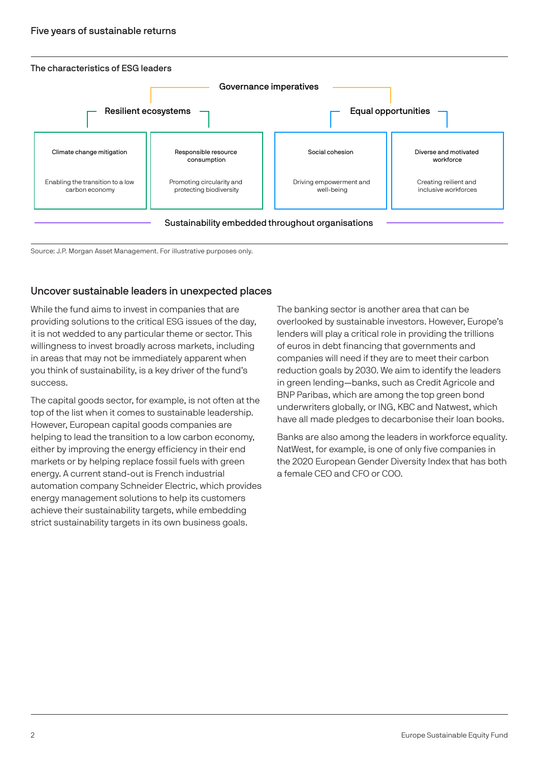## Five years of sustainable returns

### The characteristics of ESG leaders

**Governance imperatives**

| Resilient ecosystems | | Equal opportunities | |
|---|---|---|---|
| Climate change mitigation | Responsible resource consumption | Social cohesion | Diverse and motivated workforce |
| Enabling the transition to a low carbon economy | Promoting circularity and protecting biodiversity | Driving empowerment and well-being | Creating reilient and inclusive workforces |

**Sustainability embedded throughout organisations**

Source: J.P. Morgan Asset Management. For illustrative purposes only.

### Uncover sustainable leaders in unexpected places

While the fund aims to invest in companies that are providing solutions to the critical ESG issues of the day, it is not wedded to any particular theme or sector. This willingness to invest broadly across markets, including in areas that may not be immediately apparent when you think of sustainability, is a key driver of the fund's success.

The capital goods sector, for example, is not often at the top of the list when it comes to sustainable leadership. However, European capital goods companies are helping to lead the transition to a low carbon economy, either by improving the energy efficiency in their end markets or by helping replace fossil fuels with green energy. A current stand-out is French industrial automation company Schneider Electric, which provides energy management solutions to help its customers achieve their sustainability targets, while embedding strict sustainability targets in its own business goals.

The banking sector is another area that can be overlooked by sustainable investors. However, Europe's lenders will play a critical role in providing the trillions of euros in debt financing that governments and companies will need if they are to meet their carbon reduction goals by 2030. We aim to identify the leaders in green lending—banks, such as Credit Agricole and BNP Paribas, which are among the top green bond underwriters globally, or ING, KBC and Natwest, which have all made pledges to decarbonise their loan books.

Banks are also among the leaders in workforce equality. NatWest, for example, is one of only five companies in the 2020 European Gender Diversity Index that has both a female CEO and CFO or COO.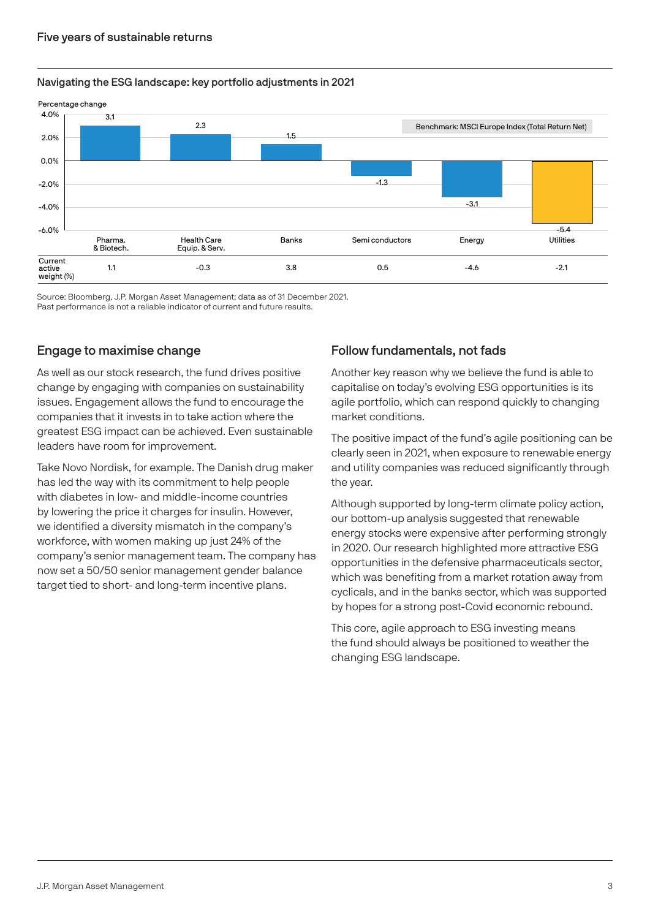## Navigating the ESG landscape: key portfolio adjustments in 2021

Percentage change

Benchmark: MSCI Europe Index (Total Return Net)

| | Pharma. & Biotech. | Health Care Equip. & Serv. | Banks | Semi conductors | Energy | Utilities |
|---|---|---|---|---|---|---|
| Percentage change | 3.1 | 2.3 | 1.5 | -1.3 | -3.1 | -5.4 |
| Current active weight (%) | 1.1 | -0.3 | 3.8 | 0.5 | -4.6 | -2.1 |

Source: Bloomberg, J.P. Morgan Asset Management; data as of 31 December 2021.
Past performance is not a reliable indicator of current and future results.

## Engage to maximise change

As well as our stock research, the fund drives positive change by engaging with companies on sustainability issues. Engagement allows the fund to encourage the companies that it invests in to take action where the greatest ESG impact can be achieved. Even sustainable leaders have room for improvement.

Take Novo Nordisk, for example. The Danish drug maker has led the way with its commitment to help people with diabetes in low- and middle-income countries by lowering the price it charges for insulin. However, we identified a diversity mismatch in the company's workforce, with women making up just 24% of the company's senior management team. The company has now set a 50/50 senior management gender balance target tied to short- and long-term incentive plans.

## Follow fundamentals, not fads

Another key reason why we believe the fund is able to capitalise on today's evolving ESG opportunities is its agile portfolio, which can respond quickly to changing market conditions.

The positive impact of the fund's agile positioning can be clearly seen in 2021, when exposure to renewable energy and utility companies was reduced significantly through the year.

Although supported by long-term climate policy action, our bottom-up analysis suggested that renewable energy stocks were expensive after performing strongly in 2020. Our research highlighted more attractive ESG opportunities in the defensive pharmaceuticals sector, which was benefiting from a market rotation away from cyclicals, and in the banks sector, which was supported by hopes for a strong post-Covid economic rebound.

This core, agile approach to ESG investing means the fund should always be positioned to weather the changing ESG landscape.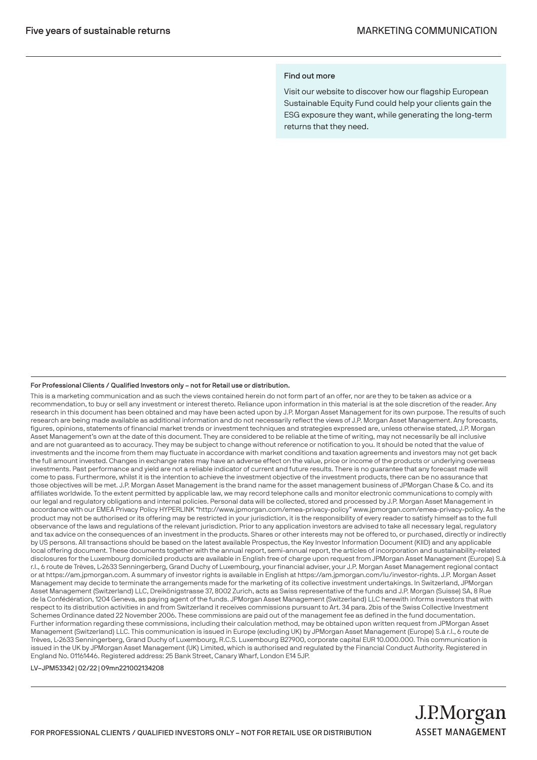### Find out more

Visit our website to discover how our flagship European Sustainable Equity Fund could help your clients gain the ESG exposure they want, while generating the long-term returns that they need.

**For Professional Clients / Qualified Investors only – not for Retail use or distribution.**

This is a marketing communication and as such the views contained herein do not form part of an offer, nor are they to be taken as advice or a recommendation, to buy or sell any investment or interest thereto. Reliance upon information in this material is at the sole discretion of the reader. Any research in this document has been obtained and may have been acted upon by J.P. Morgan Asset Management for its own purpose. The results of such research are being made available as additional information and do not necessarily reflect the views of J.P. Morgan Asset Management. Any forecasts, figures, opinions, statements of financial market trends or investment techniques and strategies expressed are, unless otherwise stated, J.P. Morgan Asset Management's own at the date of this document. They are considered to be reliable at the time of writing, may not necessarily be all inclusive and are not guaranteed as to accuracy. They may be subject to change without reference or notification to you. It should be noted that the value of investments and the income from them may fluctuate in accordance with market conditions and taxation agreements and investors may not get back the full amount invested. Changes in exchange rates may have an adverse effect on the value, price or income of the products or underlying overseas investments. Past performance and yield are not a reliable indicator of current and future results. There is no guarantee that any forecast made will come to pass. Furthermore, whilst it is the intention to achieve the investment objective of the investment products, there can be no assurance that those objectives will be met. J.P. Morgan Asset Management is the brand name for the asset management business of JPMorgan Chase & Co. and its affiliates worldwide. To the extent permitted by applicable law, we may record telephone calls and monitor electronic communications to comply with our legal and regulatory obligations and internal policies. Personal data will be collected, stored and processed by J.P. Morgan Asset Management in accordance with our EMEA Privacy Policy HYPERLINK "http://www.jpmorgan.com/emea-privacy-policy" www.jpmorgan.com/emea-privacy-policy. As the product may not be authorised or its offering may be restricted in your jurisdiction, it is the responsibility of every reader to satisfy himself as to the full observance of the laws and regulations of the relevant jurisdiction. Prior to any application investors are advised to take all necessary legal, regulatory and tax advice on the consequences of an investment in the products. Shares or other interests may not be offered to, or purchased, directly or indirectly by US persons. All transactions should be based on the latest available Prospectus, the Key Investor Information Document (KIID) and any applicable local offering document. These documents together with the annual report, semi-annual report, the articles of incorporation and sustainability-related disclosures for the Luxembourg domiciled products are available in English free of charge upon request from JPMorgan Asset Management (Europe) S.à r.l., 6 route de Trèves, L-2633 Senningerberg, Grand Duchy of Luxembourg, your financial adviser, your J.P. Morgan Asset Management regional contact or at https://am.jpmorgan.com. A summary of investor rights is available in English at https://am.jpmorgan.com/lu/investor-rights. J.P. Morgan Asset Management may decide to terminate the arrangements made for the marketing of its collective investment undertakings. In Switzerland, JPMorgan Asset Management (Switzerland) LLC, Dreikönigstrasse 37, 8002 Zurich, acts as Swiss representative of the funds and J.P. Morgan (Suisse) SA, 8 Rue de la Confédération, 1204 Geneva, as paying agent of the funds. JPMorgan Asset Management (Switzerland) LLC herewith informs investors that with respect to its distribution activities in and from Switzerland it receives commissions pursuant to Art. 34 para. 2bis of the Swiss Collective Investment Schemes Ordinance dated 22 November 2006. These commissions are paid out of the management fee as defined in the fund documentation. Further information regarding these commissions, including their calculation method, may be obtained upon written request from JPMorgan Asset Management (Switzerland) LLC. This communication is issued in Europe (excluding UK) by JPMorgan Asset Management (Europe) S.à r.l., 6 route de Trèves, L-2633 Senningerberg, Grand Duchy of Luxembourg, R.C.S. Luxembourg B27900, corporate capital EUR 10.000.000. This communication is issued in the UK by JPMorgan Asset Management (UK) Limited, which is authorised and regulated by the Financial Conduct Authority. Registered in England No. 01161446. Registered address: 25 Bank Street, Canary Wharf, London E14 5JP.

LV–JPM53342 | 02/22 | 09mn221002134208

J.P.Morgan
ASSET MANAGEMENT